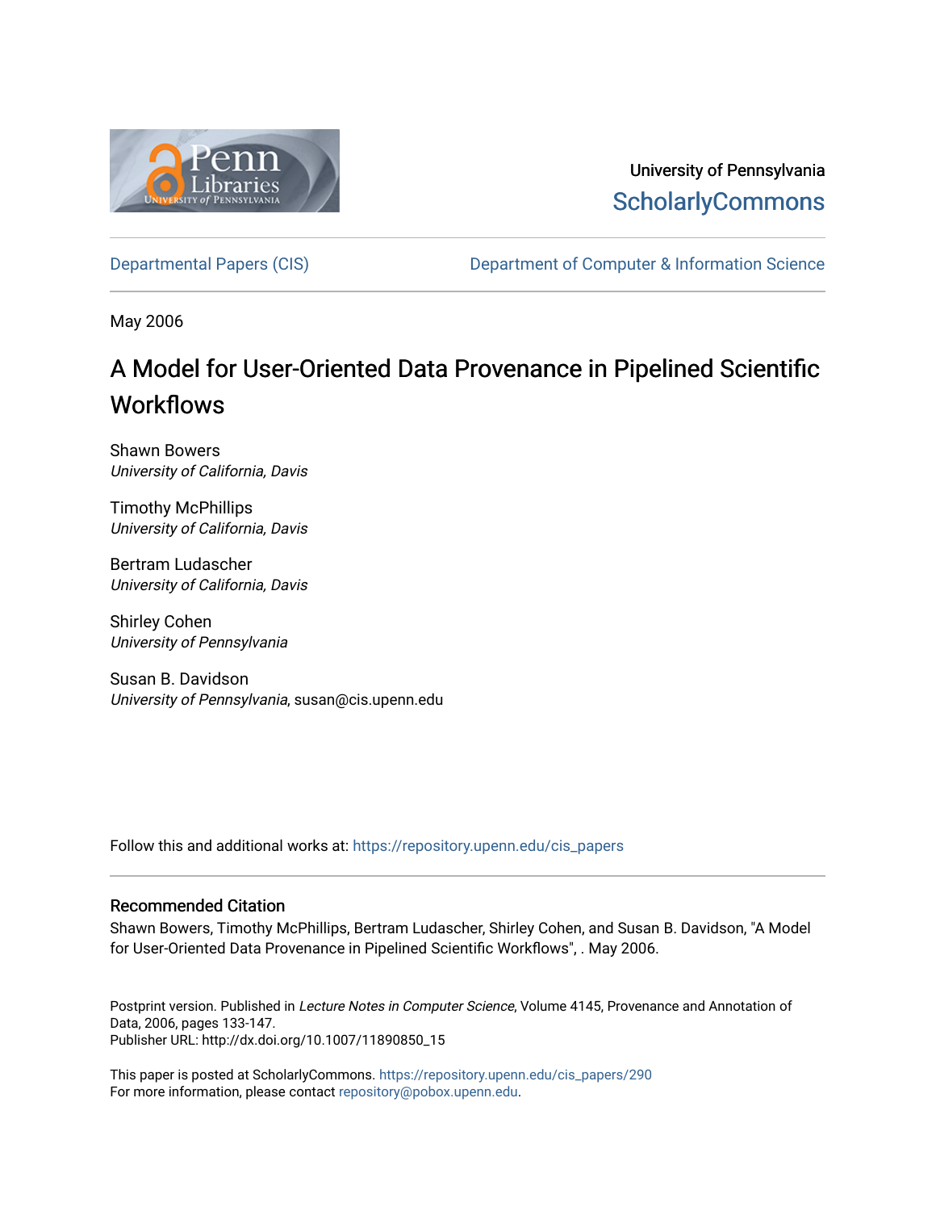University of Pennsylvania
ScholarlyCommons

Departmental Papers (CIS) | Department of Computer & Information Science

May 2006

# A Model for User-Oriented Data Provenance in Pipelined Scientific Workflows

Shawn Bowers
*University of California, Davis*

Timothy McPhillips
*University of California, Davis*

Bertram Ludascher
*University of California, Davis*

Shirley Cohen
*University of Pennsylvania*

Susan B. Davidson
*University of Pennsylvania*, susan@cis.upenn.edu

Follow this and additional works at: https://repository.upenn.edu/cis_papers

## Recommended Citation

Shawn Bowers, Timothy McPhillips, Bertram Ludascher, Shirley Cohen, and Susan B. Davidson, "A Model for User-Oriented Data Provenance in Pipelined Scientific Workflows", . May 2006.

Postprint version. Published in *Lecture Notes in Computer Science*, Volume 4145, Provenance and Annotation of Data, 2006, pages 133-147.
Publisher URL: http://dx.doi.org/10.1007/11890850_15

This paper is posted at ScholarlyCommons. https://repository.upenn.edu/cis_papers/290
For more information, please contact repository@pobox.upenn.edu.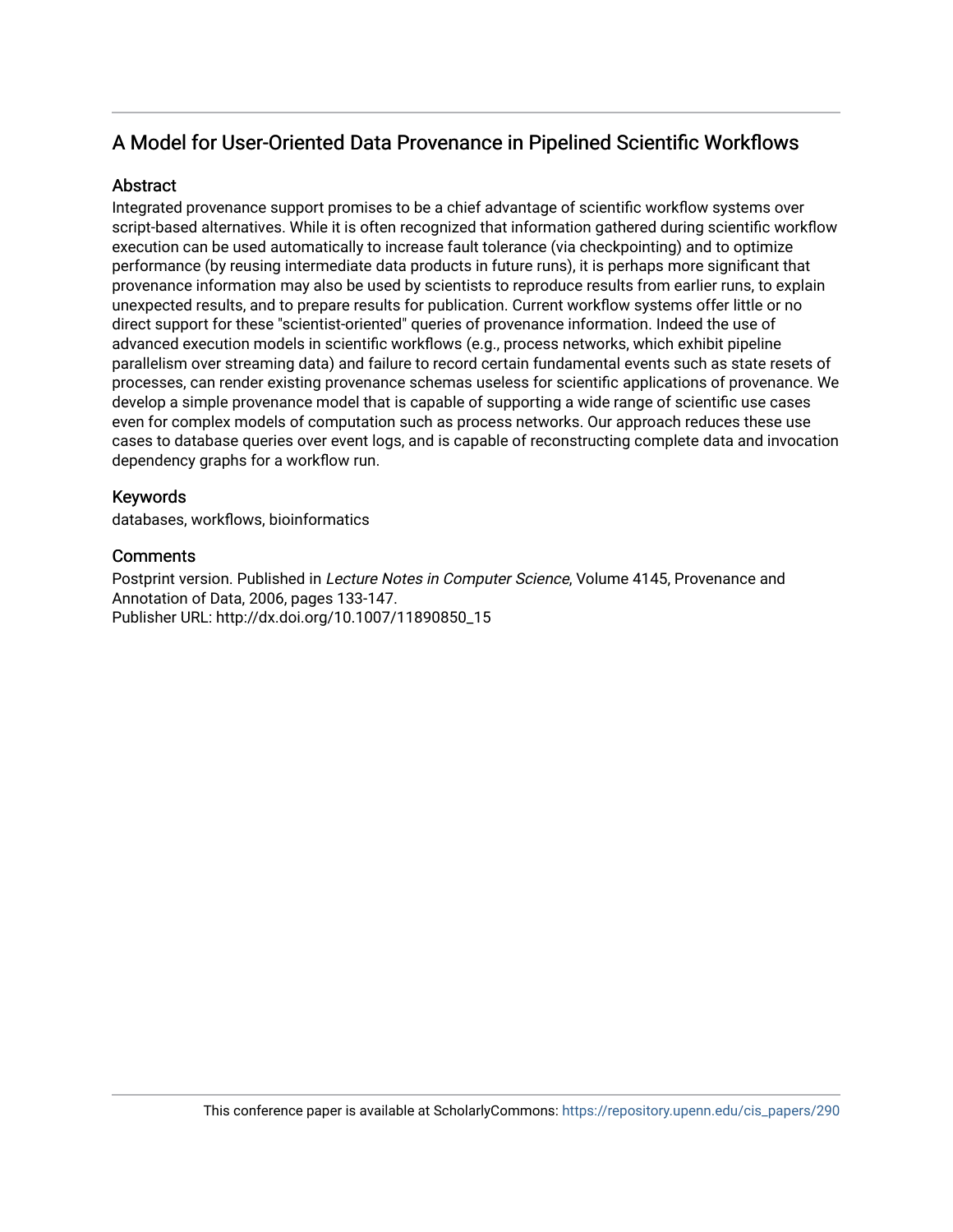## A Model for User-Oriented Data Provenance in Pipelined Scientific Workflows

### Abstract

Integrated provenance support promises to be a chief advantage of scientific workflow systems over script-based alternatives. While it is often recognized that information gathered during scientific workflow execution can be used automatically to increase fault tolerance (via checkpointing) and to optimize performance (by reusing intermediate data products in future runs), it is perhaps more significant that provenance information may also be used by scientists to reproduce results from earlier runs, to explain unexpected results, and to prepare results for publication. Current workflow systems offer little or no direct support for these "scientist-oriented" queries of provenance information. Indeed the use of advanced execution models in scientific workflows (e.g., process networks, which exhibit pipeline parallelism over streaming data) and failure to record certain fundamental events such as state resets of processes, can render existing provenance schemas useless for scientific applications of provenance. We develop a simple provenance model that is capable of supporting a wide range of scientific use cases even for complex models of computation such as process networks. Our approach reduces these use cases to database queries over event logs, and is capable of reconstructing complete data and invocation dependency graphs for a workflow run.

### Keywords

databases, workflows, bioinformatics

### Comments

Postprint version. Published in *Lecture Notes in Computer Science*, Volume 4145, Provenance and Annotation of Data, 2006, pages 133-147.
Publisher URL: http://dx.doi.org/10.1007/11890850_15

This conference paper is available at ScholarlyCommons: https://repository.upenn.edu/cis_papers/290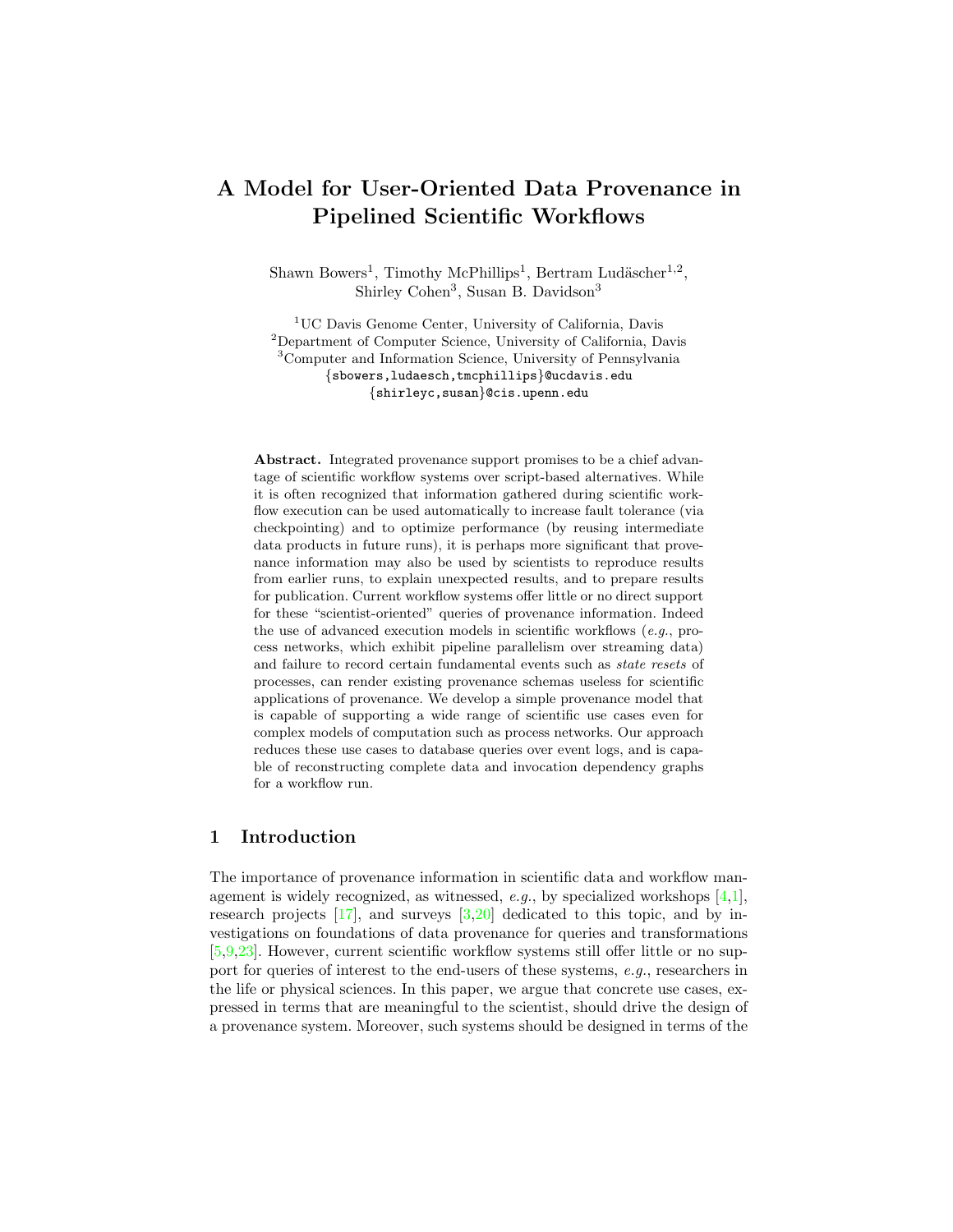# A Model for User-Oriented Data Provenance in Pipelined Scientific Workflows

Shawn Bowers[1], Timothy McPhillips[1], Bertram Ludäscher[1,2], Shirley Cohen[3], Susan B. Davidson[3]

[1]UC Davis Genome Center, University of California, Davis
[2]Department of Computer Science, University of California, Davis
[3]Computer and Information Science, University of Pennsylvania
{sbowers,ludaesch,tmcphillips}@ucdavis.edu
{shirleyc,susan}@cis.upenn.edu

**Abstract.** Integrated provenance support promises to be a chief advantage of scientific workflow systems over script-based alternatives. While it is often recognized that information gathered during scientific workflow execution can be used automatically to increase fault tolerance (via checkpointing) and to optimize performance (by reusing intermediate data products in future runs), it is perhaps more significant that provenance information may also be used by scientists to reproduce results from earlier runs, to explain unexpected results, and to prepare results for publication. Current workflow systems offer little or no direct support for these "scientist-oriented" queries of provenance information. Indeed the use of advanced execution models in scientific workflows (*e.g.*, process networks, which exhibit pipeline parallelism over streaming data) and failure to record certain fundamental events such as *state resets* of processes, can render existing provenance schemas useless for scientific applications of provenance. We develop a simple provenance model that is capable of supporting a wide range of scientific use cases even for complex models of computation such as process networks. Our approach reduces these use cases to database queries over event logs, and is capable of reconstructing complete data and invocation dependency graphs for a workflow run.

## 1 Introduction

The importance of provenance information in scientific data and workflow management is widely recognized, as witnessed, *e.g.*, by specialized workshops [4,1], research projects [17], and surveys [3,20] dedicated to this topic, and by investigations on foundations of data provenance for queries and transformations [5,9,23]. However, current scientific workflow systems still offer little or no support for queries of interest to the end-users of these systems, *e.g.*, researchers in the life or physical sciences. In this paper, we argue that concrete use cases, expressed in terms that are meaningful to the scientist, should drive the design of a provenance system. Moreover, such systems should be designed in terms of the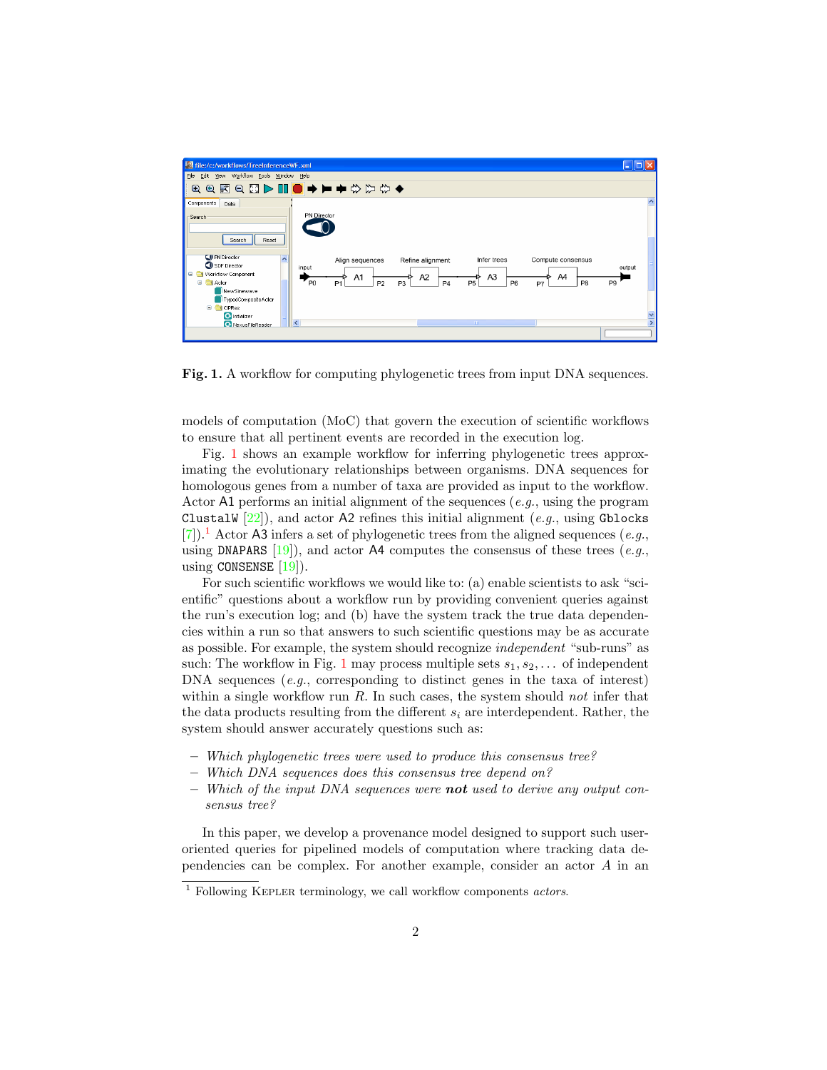**Fig. 1.** A workflow for computing phylogenetic trees from input DNA sequences.

models of computation (MoC) that govern the execution of scientific workflows to ensure that all pertinent events are recorded in the execution log.

Fig. 1 shows an example workflow for inferring phylogenetic trees approximating the evolutionary relationships between organisms. DNA sequences for homologous genes from a number of taxa are provided as input to the workflow. Actor A1 performs an initial alignment of the sequences (*e.g.*, using the program ClustalW [22]), and actor A2 refines this initial alignment (*e.g.*, using Gblocks [7]).[1] Actor A3 infers a set of phylogenetic trees from the aligned sequences (*e.g.*, using DNAPARS [19]), and actor A4 computes the consensus of these trees (*e.g.*, using CONSENSE [19]).

For such scientific workflows we would like to: (a) enable scientists to ask "scientific" questions about a workflow run by providing convenient queries against the run's execution log; and (b) have the system track the true data dependencies within a run so that answers to such scientific questions may be as accurate as possible. For example, the system should recognize *independent* "sub-runs" as such: The workflow in Fig. 1 may process multiple sets $s_1, s_2, \ldots$ of independent DNA sequences (*e.g.*, corresponding to distinct genes in the taxa of interest) within a single workflow run $R$. In such cases, the system should *not* infer that the data products resulting from the different $s_i$ are interdependent. Rather, the system should answer accurately questions such as:

- *Which phylogenetic trees were used to produce this consensus tree?*
- *Which DNA sequences does this consensus tree depend on?*
- *Which of the input DNA sequences were* ***not*** *used to derive any output consensus tree?*

In this paper, we develop a provenance model designed to support such user-oriented queries for pipelined models of computation where tracking data dependencies can be complex. For another example, consider an actor $A$ in an

[1] Following Kepler terminology, we call workflow components *actors*.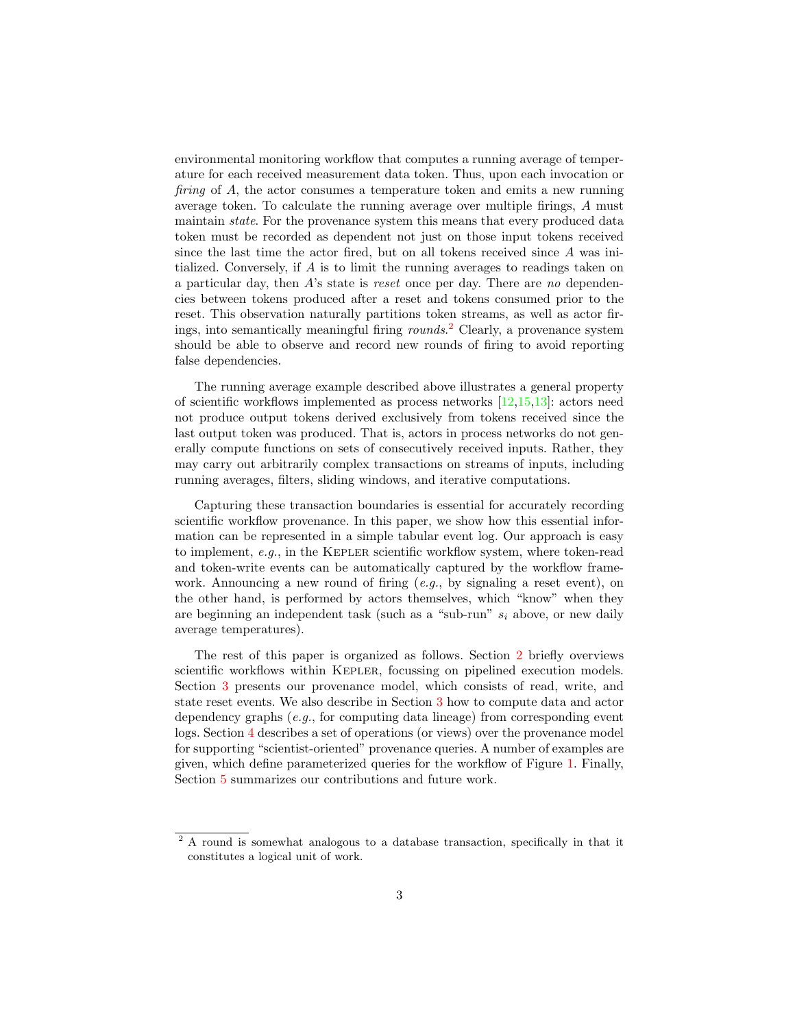environmental monitoring workflow that computes a running average of temperature for each received measurement data token. Thus, upon each invocation or *firing* of $A$, the actor consumes a temperature token and emits a new running average token. To calculate the running average over multiple firings, $A$ must maintain *state*. For the provenance system this means that every produced data token must be recorded as dependent not just on those input tokens received since the last time the actor fired, but on all tokens received since $A$ was initialized. Conversely, if $A$ is to limit the running averages to readings taken on a particular day, then $A$'s state is *reset* once per day. There are *no* dependencies between tokens produced after a reset and tokens consumed prior to the reset. This observation naturally partitions token streams, as well as actor firings, into semantically meaningful firing *rounds*.[2] Clearly, a provenance system should be able to observe and record new rounds of firing to avoid reporting false dependencies.

The running average example described above illustrates a general property of scientific workflows implemented as process networks [12,15,13]: actors need not produce output tokens derived exclusively from tokens received since the last output token was produced. That is, actors in process networks do not generally compute functions on sets of consecutively received inputs. Rather, they may carry out arbitrarily complex transactions on streams of inputs, including running averages, filters, sliding windows, and iterative computations.

Capturing these transaction boundaries is essential for accurately recording scientific workflow provenance. In this paper, we show how this essential information can be represented in a simple tabular event log. Our approach is easy to implement, *e.g.*, in the Kepler scientific workflow system, where token-read and token-write events can be automatically captured by the workflow framework. Announcing a new round of firing (*e.g.*, by signaling a reset event), on the other hand, is performed by actors themselves, which "know" when they are beginning an independent task (such as a "sub-run" $s_i$ above, or new daily average temperatures).

The rest of this paper is organized as follows. Section 2 briefly overviews scientific workflows within Kepler, focussing on pipelined execution models. Section 3 presents our provenance model, which consists of read, write, and state reset events. We also describe in Section 3 how to compute data and actor dependency graphs (*e.g.*, for computing data lineage) from corresponding event logs. Section 4 describes a set of operations (or views) over the provenance model for supporting "scientist-oriented" provenance queries. A number of examples are given, which define parameterized queries for the workflow of Figure 1. Finally, Section 5 summarizes our contributions and future work.

---

[2] A round is somewhat analogous to a database transaction, specifically in that it constitutes a logical unit of work.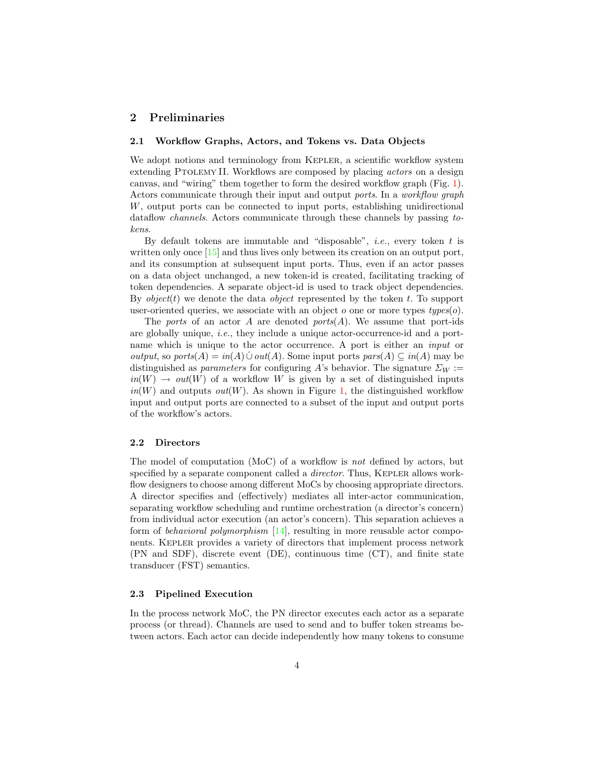## 2 Preliminaries

### 2.1 Workflow Graphs, Actors, and Tokens vs. Data Objects

We adopt notions and terminology from KEPLER, a scientific workflow system extending PTOLEMY II. Workflows are composed by placing *actors* on a design canvas, and "wiring" them together to form the desired workflow graph (Fig. 1). Actors communicate through their input and output *ports*. In a *workflow graph* $W$, output ports can be connected to input ports, establishing unidirectional dataflow *channels*. Actors communicate through these channels by passing *tokens*.

By default tokens are immutable and "disposable", *i.e.*, every token $t$ is written only once [15] and thus lives only between its creation on an output port, and its consumption at subsequent input ports. Thus, even if an actor passes on a data object unchanged, a new token-id is created, facilitating tracking of token dependencies. A separate object-id is used to track object dependencies. By $object(t)$ we denote the data *object* represented by the token $t$. To support user-oriented queries, we associate with an object $o$ one or more types $types(o)$.

The *ports* of an actor $A$ are denoted $ports(A)$. We assume that port-ids are globally unique, *i.e.*, they include a unique actor-occurrence-id and a port-name which is unique to the actor occurrence. A port is either an *input* or *output*, so $ports(A) = in(A) \dot\cup out(A)$. Some input ports $pars(A) \subseteq in(A)$ may be distinguished as *parameters* for configuring $A$'s behavior. The signature $\Sigma_W := in(W) \rightarrow out(W)$ of a workflow $W$ is given by a set of distinguished inputs $in(W)$ and outputs $out(W)$. As shown in Figure 1, the distinguished workflow input and output ports are connected to a subset of the input and output ports of the workflow's actors.

### 2.2 Directors

The model of computation (MoC) of a workflow is *not* defined by actors, but specified by a separate component called a *director*. Thus, KEPLER allows workflow designers to choose among different MoCs by choosing appropriate directors. A director specifies and (effectively) mediates all inter-actor communication, separating workflow scheduling and runtime orchestration (a director's concern) from individual actor execution (an actor's concern). This separation achieves a form of *behavioral polymorphism* [14], resulting in more reusable actor components. KEPLER provides a variety of directors that implement process network (PN and SDF), discrete event (DE), continuous time (CT), and finite state transducer (FST) semantics.

### 2.3 Pipelined Execution

In the process network MoC, the PN director executes each actor as a separate process (or thread). Channels are used to send and to buffer token streams between actors. Each actor can decide independently how many tokens to consume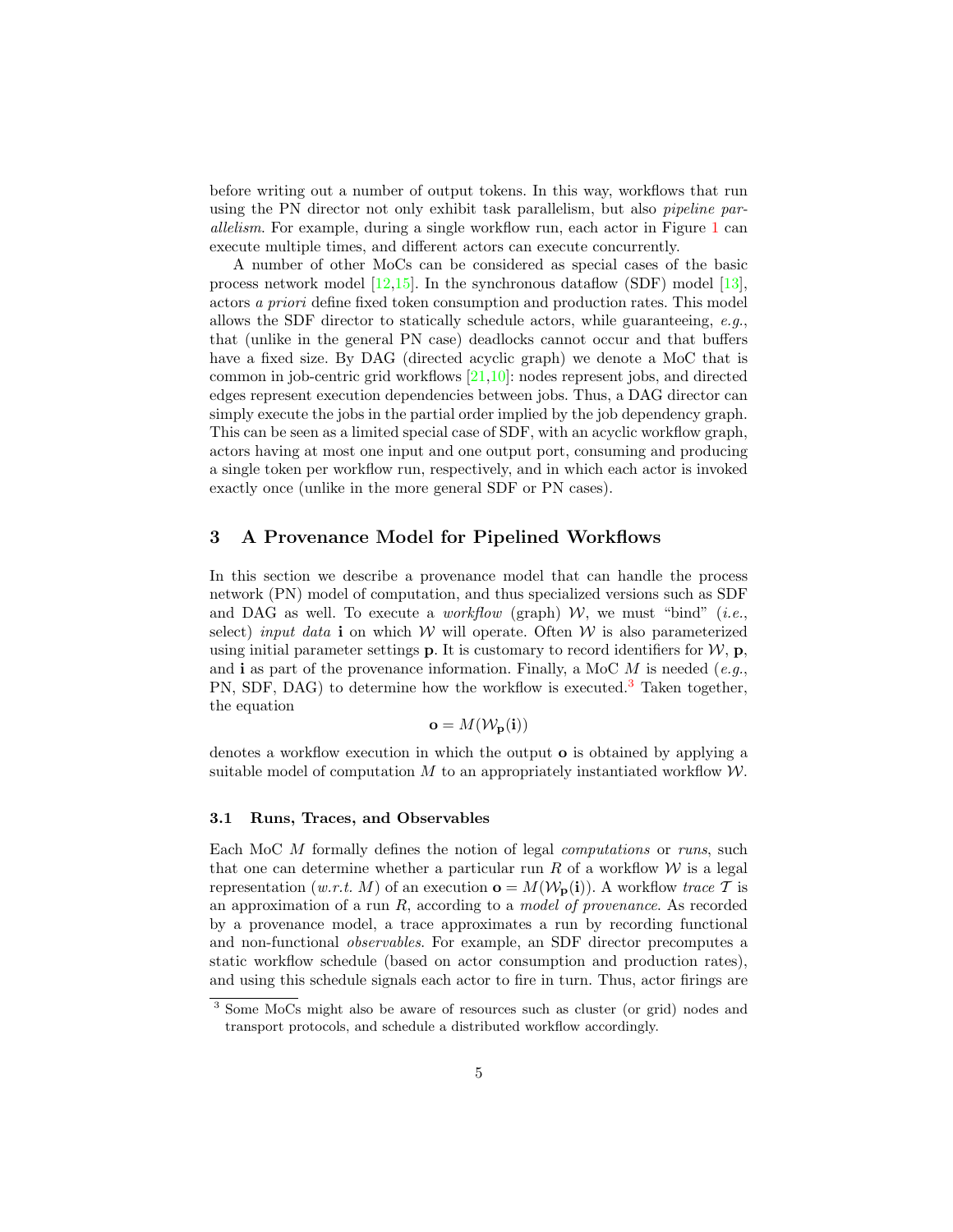before writing out a number of output tokens. In this way, workflows that run using the PN director not only exhibit task parallelism, but also *pipeline parallelism*. For example, during a single workflow run, each actor in Figure 1 can execute multiple times, and different actors can execute concurrently.

A number of other MoCs can be considered as special cases of the basic process network model [12,15]. In the synchronous dataflow (SDF) model [13], actors *a priori* define fixed token consumption and production rates. This model allows the SDF director to statically schedule actors, while guaranteeing, *e.g.*, that (unlike in the general PN case) deadlocks cannot occur and that buffers have a fixed size. By DAG (directed acyclic graph) we denote a MoC that is common in job-centric grid workflows [21,10]: nodes represent jobs, and directed edges represent execution dependencies between jobs. Thus, a DAG director can simply execute the jobs in the partial order implied by the job dependency graph. This can be seen as a limited special case of SDF, with an acyclic workflow graph, actors having at most one input and one output port, consuming and producing a single token per workflow run, respectively, and in which each actor is invoked exactly once (unlike in the more general SDF or PN cases).

## 3 A Provenance Model for Pipelined Workflows

In this section we describe a provenance model that can handle the process network (PN) model of computation, and thus specialized versions such as SDF and DAG as well. To execute a *workflow* (graph) $\mathcal{W}$, we must "bind" (*i.e.*, select) *input data* $\mathbf{i}$ on which $\mathcal{W}$ will operate. Often $\mathcal{W}$ is also parameterized using initial parameter settings $\mathbf{p}$. It is customary to record identifiers for $\mathcal{W}$, $\mathbf{p}$, and $\mathbf{i}$ as part of the provenance information. Finally, a MoC $M$ is needed (*e.g.*, PN, SDF, DAG) to determine how the workflow is executed.[3] Taken together, the equation

$$\mathbf{o} = M(\mathcal{W}_{\mathbf{p}}(\mathbf{i}))$$

denotes a workflow execution in which the output $\mathbf{o}$ is obtained by applying a suitable model of computation $M$ to an appropriately instantiated workflow $\mathcal{W}$.

### 3.1 Runs, Traces, and Observables

Each MoC $M$ formally defines the notion of legal *computations* or *runs*, such that one can determine whether a particular run $R$ of a workflow $\mathcal{W}$ is a legal representation (*w.r.t.* $M$) of an execution $\mathbf{o} = M(\mathcal{W}_{\mathbf{p}}(\mathbf{i}))$. A workflow *trace* $\mathcal{T}$ is an approximation of a run $R$, according to a *model of provenance*. As recorded by a provenance model, a trace approximates a run by recording functional and non-functional *observables*. For example, an SDF director precomputes a static workflow schedule (based on actor consumption and production rates), and using this schedule signals each actor to fire in turn. Thus, actor firings are

[3] Some MoCs might also be aware of resources such as cluster (or grid) nodes and transport protocols, and schedule a distributed workflow accordingly.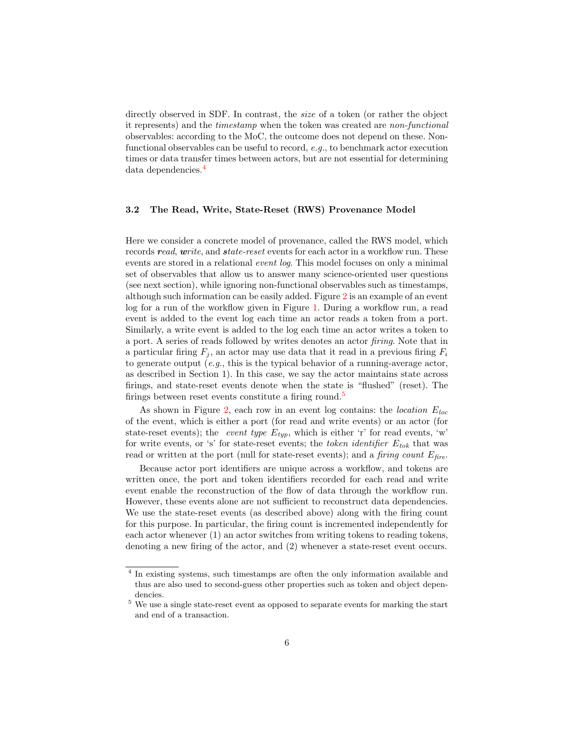directly observed in SDF. In contrast, the *size* of a token (or rather the object it represents) and the *timestamp* when the token was created are *non-functional* observables: according to the MoC, the outcome does not depend on these. Non-functional observables can be useful to record, *e.g.*, to benchmark actor execution times or data transfer times between actors, but are not essential for determining data dependencies.[4]

### 3.2 The Read, Write, State-Reset (RWS) Provenance Model

Here we consider a concrete model of provenance, called the RWS model, which records ***read***, ***write***, and ***state-reset*** events for each actor in a workflow run. These events are stored in a relational *event log*. This model focuses on only a minimal set of observables that allow us to answer many science-oriented user questions (see next section), while ignoring non-functional observables such as timestamps, although such information can be easily added. Figure 2 is an example of an event log for a run of the workflow given in Figure 1. During a workflow run, a read event is added to the event log each time an actor reads a token from a port. Similarly, a write event is added to the log each time an actor writes a token to a port. A series of reads followed by writes denotes an actor *firing*. Note that in a particular firing $F_j$, an actor may use data that it read in a previous firing $F_i$ to generate output (*e.g.*, this is the typical behavior of a running-average actor, as described in Section 1). In this case, we say the actor maintains state across firings, and state-reset events denote when the state is "flushed" (reset). The firings between reset events constitute a firing round.[5]

As shown in Figure 2, each row in an event log contains: the *location* $E_{loc}$ of the event, which is either a port (for read and write events) or an actor (for state-reset events); the *event type* $E_{typ}$, which is either 'r' for read events, 'w' for write events, or 's' for state-reset events; the *token identifier* $E_{tok}$ that was read or written at the port (null for state-reset events); and a *firing count* $E_{fire}$.

Because actor port identifiers are unique across a workflow, and tokens are written once, the port and token identifiers recorded for each read and write event enable the reconstruction of the flow of data through the workflow run. However, these events alone are not sufficient to reconstruct data dependencies. We use the state-reset events (as described above) along with the firing count for this purpose. In particular, the firing count is incremented independently for each actor whenever (1) an actor switches from writing tokens to reading tokens, denoting a new firing of the actor, and (2) whenever a state-reset event occurs.

---

[4] In existing systems, such timestamps are often the only information available and thus are also used to second-guess other properties such as token and object dependencies.

[5] We use a single state-reset event as opposed to separate events for marking the start and end of a transaction.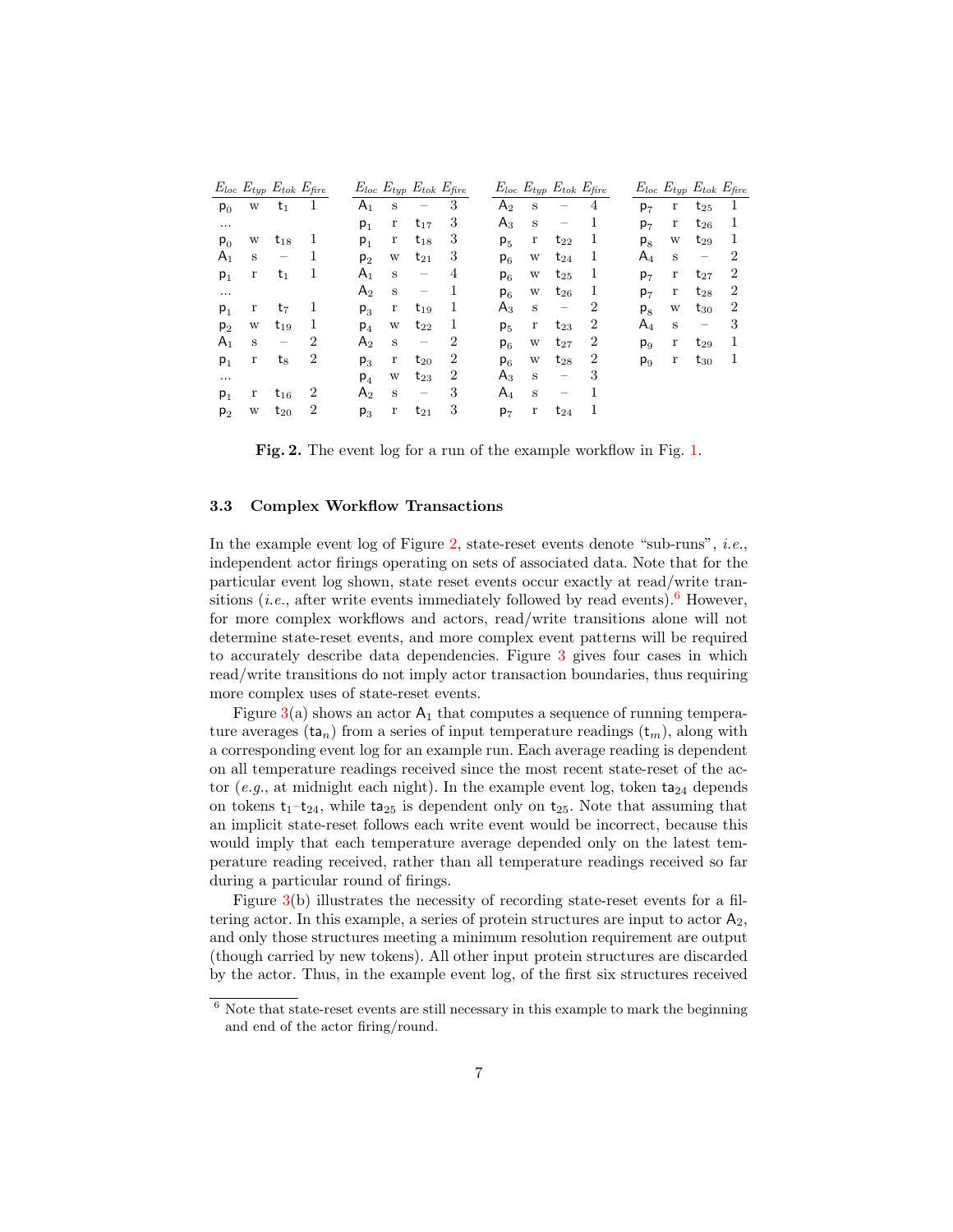| $E_{loc}$ | $E_{typ}$ | $E_{tok}$ | $E_{fire}$ | $E_{loc}$ | $E_{typ}$ | $E_{tok}$ | $E_{fire}$ | $E_{loc}$ | $E_{typ}$ | $E_{tok}$ | $E_{fire}$ | $E_{loc}$ | $E_{typ}$ | $E_{tok}$ | $E_{fire}$ |
|---|---|---|---|---|---|---|---|---|---|---|---|---|---|---|---|
| $p_0$ | w | $t_1$ | 1 | $A_1$ | s | – | 3 | $A_2$ | s | – | 4 | $p_7$ | r | $t_{25}$ | 1 |
| ... | | | | $p_1$ | r | $t_{17}$ | 3 | $A_3$ | s | – | 1 | $p_7$ | r | $t_{26}$ | 1 |
| $p_0$ | w | $t_{18}$ | 1 | $p_1$ | r | $t_{18}$ | 3 | $p_5$ | r | $t_{22}$ | 1 | $p_8$ | w | $t_{29}$ | 1 |
| $A_1$ | s | – | 1 | $p_2$ | w | $t_{21}$ | 3 | $p_6$ | w | $t_{24}$ | 1 | $A_4$ | s | – | 2 |
| $p_1$ | r | $t_1$ | 1 | $A_1$ | s | – | 4 | $p_6$ | w | $t_{25}$ | 1 | $p_7$ | r | $t_{27}$ | 2 |
| ... | | | | $A_2$ | s | – | 1 | $p_6$ | w | $t_{26}$ | 1 | $p_7$ | r | $t_{28}$ | 2 |
| $p_1$ | r | $t_7$ | 1 | $p_3$ | r | $t_{19}$ | 1 | $A_3$ | s | – | 2 | $p_8$ | w | $t_{30}$ | 2 |
| $p_2$ | w | $t_{19}$ | 1 | $p_4$ | w | $t_{22}$ | 1 | $p_5$ | r | $t_{23}$ | 2 | $A_4$ | s | – | 3 |
| $A_1$ | s | – | 2 | $A_2$ | s | – | 2 | $p_6$ | w | $t_{27}$ | 2 | $p_9$ | r | $t_{29}$ | 1 |
| $p_1$ | r | $t_8$ | 2 | $p_3$ | r | $t_{20}$ | 2 | $p_6$ | w | $t_{28}$ | 2 | $p_9$ | r | $t_{30}$ | 1 |
| ... | | | | $p_4$ | w | $t_{23}$ | 2 | $A_3$ | s | – | 3 | | | | |
| $p_1$ | r | $t_{16}$ | 2 | $A_2$ | s | – | 3 | $A_4$ | s | – | 1 | | | | |
| $p_2$ | w | $t_{20}$ | 2 | $p_3$ | r | $t_{21}$ | 3 | $p_7$ | r | $t_{24}$ | 1 | | | | |

**Fig. 2.** The event log for a run of the example workflow in Fig. 1.

### 3.3 Complex Workflow Transactions

In the example event log of Figure 2, state-reset events denote "sub-runs", *i.e.*, independent actor firings operating on sets of associated data. Note that for the particular event log shown, state reset events occur exactly at read/write transitions (*i.e.*, after write events immediately followed by read events).[6] However, for more complex workflows and actors, read/write transitions alone will not determine state-reset events, and more complex event patterns will be required to accurately describe data dependencies. Figure 3 gives four cases in which read/write transitions do not imply actor transaction boundaries, thus requiring more complex uses of state-reset events.

Figure 3(a) shows an actor $A_1$ that computes a sequence of running temperature averages ($ta_n$) from a series of input temperature readings ($t_m$), along with a corresponding event log for an example run. Each average reading is dependent on all temperature readings received since the most recent state-reset of the actor (*e.g.*, at midnight each night). In the example event log, token $ta_{24}$ depends on tokens $t_1$–$t_{24}$, while $ta_{25}$ is dependent only on $t_{25}$. Note that assuming that an implicit state-reset follows each write event would be incorrect, because this would imply that each temperature average depended only on the latest temperature reading received, rather than all temperature readings received so far during a particular round of firings.

Figure 3(b) illustrates the necessity of recording state-reset events for a filtering actor. In this example, a series of protein structures are input to actor $A_2$, and only those structures meeting a minimum resolution requirement are output (though carried by new tokens). All other input protein structures are discarded by the actor. Thus, in the example event log, of the first six structures received

[6] Note that state-reset events are still necessary in this example to mark the beginning and end of the actor firing/round.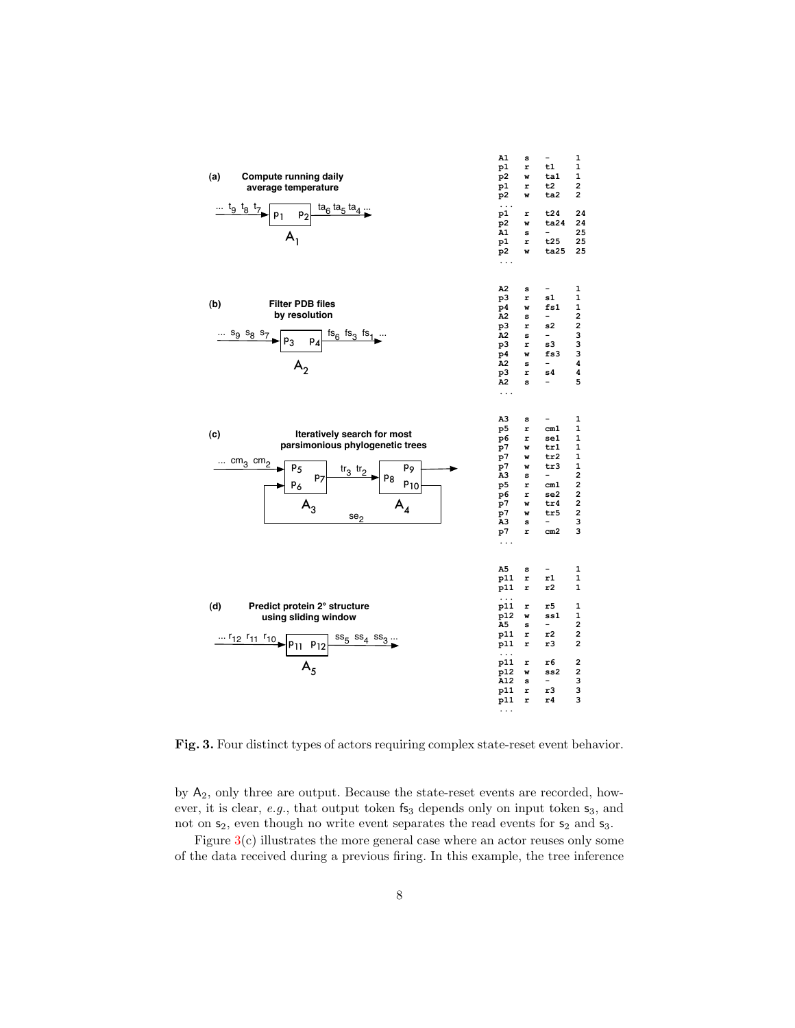**(a)** Compute running daily average temperature

```
A1   s    -     1
p1   r    t1    1
p2   w    ta1   1
p1   r    t2    2
p2   w    ta2   2
...
p1   r    t24   24
p2   w    ta24  24
A1   s    -     25
p1   r    t25   25
p2   w    ta25  25
...
```

**(b)** Filter PDB files by resolution

```
A2   s    -     1
p3   r    s1    1
p4   w    fs1   1
A2   s    -     2
p3   r    s2    2
A2   s    -     3
p3   r    s3    3
p4   w    fs3   3
A2   s    -     4
p3   r    s4    4
A2   s    -     5
...
```

**(c)** Iteratively search for most parsimonious phylogenetic trees

```
A3   s    -     1
p5   r    cm1   1
p6   r    se1   1
p7   w    tr1   1
p7   w    tr2   1
p7   w    tr3   1
A3   s    -     2
p5   r    cm1   2
p6   r    se2   2
p7   w    tr4   2
p7   w    tr5   2
A3   s    -     3
p7   r    cm2   3
...
```

**(d)** Predict protein 2° structure using sliding window

```
A5   s    -     1
p11  r    r1    1
p11  r    r2    1
...
p11  r    r5    1
p12  w    ss1   1
A5   s    -     2
p11  r    r2    2
p11  r    r3    2
...
p11  r    r6    2
p12  w    ss2   2
A12  s    -     3
p11  r    r3    3
p11  r    r4    3
...
```

**Fig. 3.** Four distinct types of actors requiring complex state-reset event behavior.

by $A_2$, only three are output. Because the state-reset events are recorded, however, it is clear, *e.g.*, that output token $fs_3$ depends only on input token $s_3$, and not on $s_2$, even though no write event separates the read events for $s_2$ and $s_3$.

Figure 3(c) illustrates the more general case where an actor reuses only some of the data received during a previous firing. In this example, the tree inference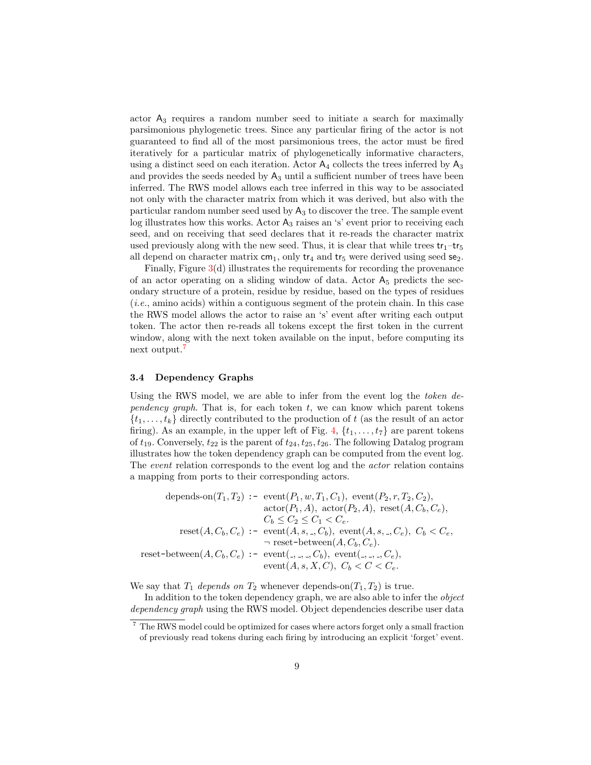actor $\mathsf{A}_3$ requires a random number seed to initiate a search for maximally parsimonious phylogenetic trees. Since any particular firing of the actor is not guaranteed to find all of the most parsimonious trees, the actor must be fired iteratively for a particular matrix of phylogenetically informative characters, using a distinct seed on each iteration. Actor $\mathsf{A}_4$ collects the trees inferred by $\mathsf{A}_3$ and provides the seeds needed by $\mathsf{A}_3$ until a sufficient number of trees have been inferred. The RWS model allows each tree inferred in this way to be associated not only with the character matrix from which it was derived, but also with the particular random number seed used by $\mathsf{A}_3$ to discover the tree. The sample event log illustrates how this works. Actor $\mathsf{A}_3$ raises an 's' event prior to receiving each seed, and on receiving that seed declares that it re-reads the character matrix used previously along with the new seed. Thus, it is clear that while trees $\mathsf{tr}_1$–$\mathsf{tr}_5$ all depend on character matrix $\mathsf{cm}_1$, only $\mathsf{tr}_4$ and $\mathsf{tr}_5$ were derived using seed $\mathsf{se}_2$.

Finally, Figure 3(d) illustrates the requirements for recording the provenance of an actor operating on a sliding window of data. Actor $\mathsf{A}_5$ predicts the secondary structure of a protein, residue by residue, based on the types of residues (*i.e.*, amino acids) within a contiguous segment of the protein chain. In this case the RWS model allows the actor to raise an 's' event after writing each output token. The actor then re-reads all tokens except the first token in the current window, along with the next token available on the input, before computing its next output.[7]

### 3.4 Dependency Graphs

Using the RWS model, we are able to infer from the event log the *token dependency graph*. That is, for each token $t$, we can know which parent tokens $\{t_1, \ldots, t_k\}$ directly contributed to the production of $t$ (as the result of an actor firing). As an example, in the upper left of Fig. 4, $\{t_1, \ldots, t_7\}$ are parent tokens of $t_{19}$. Conversely, $t_{22}$ is the parent of $t_{24}, t_{25}, t_{26}$. The following Datalog program illustrates how the token dependency graph can be computed from the event log. The *event* relation corresponds to the event log and the *actor* relation contains a mapping from ports to their corresponding actors.

$$
\begin{aligned}
\text{depends-on}(T_1, T_2) \;\text{:-}\;& \text{event}(P_1, w, T_1, C_1),\ \text{event}(P_2, r, T_2, C_2),\\
& \text{actor}(P_1, A),\ \text{actor}(P_2, A),\ \text{reset}(A, C_b, C_e),\\
& C_b \le C_2 \le C_1 < C_e.\\
\text{reset}(A, C_b, C_e) \;\text{:-}\;& \text{event}(A, s, \_, C_b),\ \text{event}(A, s, \_, C_e),\ C_b < C_e,\\
& \neg\ \text{reset-between}(A, C_b, C_e).\\
\text{reset-between}(A, C_b, C_e) \;\text{:-}\;& \text{event}(\_, \_, \_, C_b),\ \text{event}(\_, \_, \_, C_e),\\
& \text{event}(A, s, X, C),\ C_b < C < C_e.
\end{aligned}
$$

We say that $T_1$ *depends on* $T_2$ whenever depends-on$(T_1, T_2)$ is true.

In addition to the token dependency graph, we are also able to infer the *object dependency graph* using the RWS model. Object dependencies describe user data

[7] The RWS model could be optimized for cases where actors forget only a small fraction of previously read tokens during each firing by introducing an explicit 'forget' event.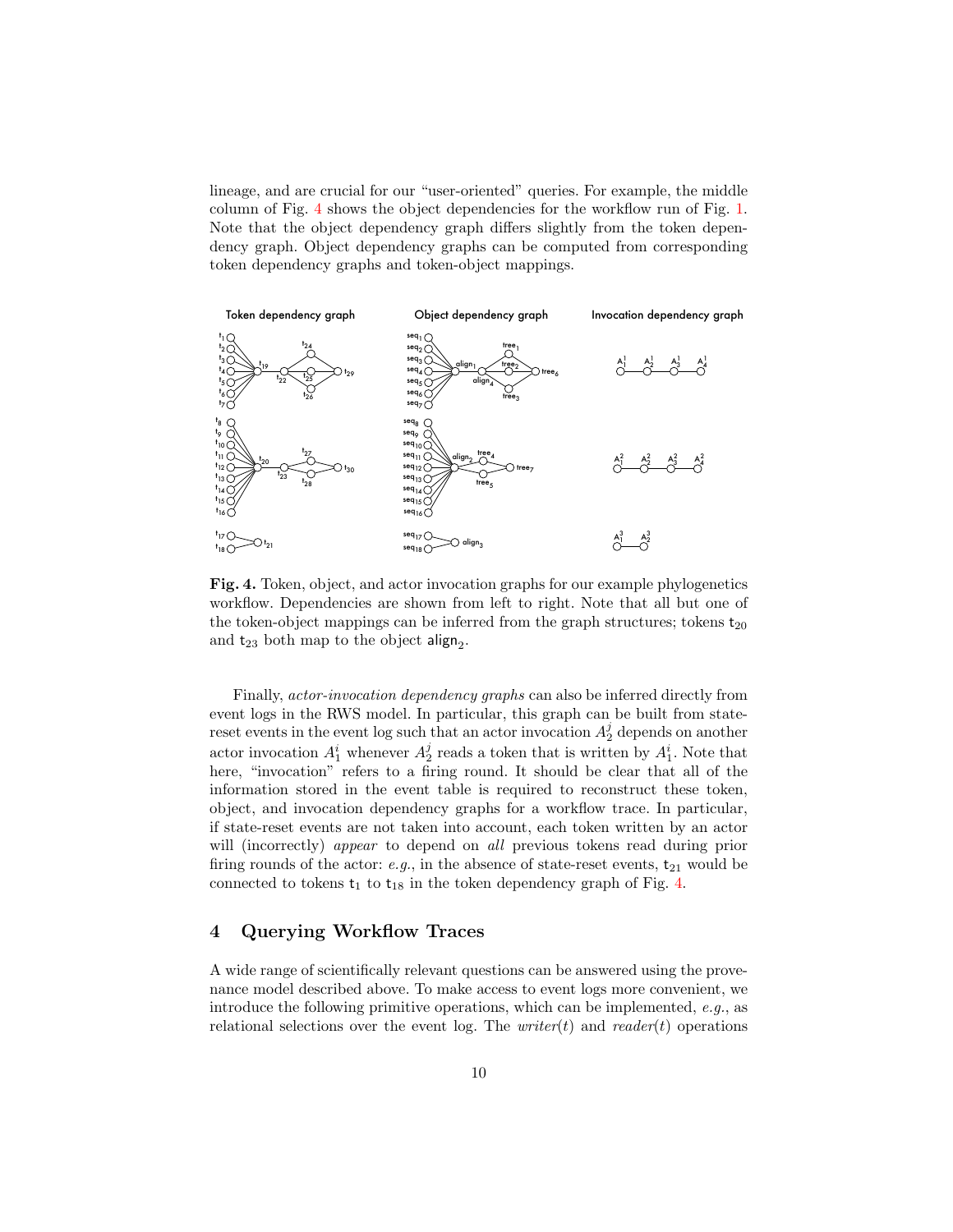lineage, and are crucial for our "user-oriented" queries. For example, the middle column of Fig. 4 shows the object dependencies for the workflow run of Fig. 1. Note that the object dependency graph differs slightly from the token dependency graph. Object dependency graphs can be computed from corresponding token dependency graphs and token-object mappings.

**Fig. 4.** Token, object, and actor invocation graphs for our example phylogenetics workflow. Dependencies are shown from left to right. Note that all but one of the token-object mappings can be inferred from the graph structures; tokens $\mathsf{t}_{20}$ and $\mathsf{t}_{23}$ both map to the object $\mathsf{align}_2$.

Finally, *actor-invocation dependency graphs* can also be inferred directly from event logs in the RWS model. In particular, this graph can be built from state-reset events in the event log such that an actor invocation $A_2^j$ depends on another actor invocation $A_1^i$ whenever $A_2^j$ reads a token that is written by $A_1^i$. Note that here, "invocation" refers to a firing round. It should be clear that all of the information stored in the event table is required to reconstruct these token, object, and invocation dependency graphs for a workflow trace. In particular, if state-reset events are not taken into account, each token written by an actor will (incorrectly) *appear* to depend on *all* previous tokens read during prior firing rounds of the actor: *e.g.*, in the absence of state-reset events, $\mathsf{t}_{21}$ would be connected to tokens $\mathsf{t}_1$ to $\mathsf{t}_{18}$ in the token dependency graph of Fig. 4.

## 4 Querying Workflow Traces

A wide range of scientifically relevant questions can be answered using the provenance model described above. To make access to event logs more convenient, we introduce the following primitive operations, which can be implemented, *e.g.*, as relational selections over the event log. The *writer*($t$) and *reader*($t$) operations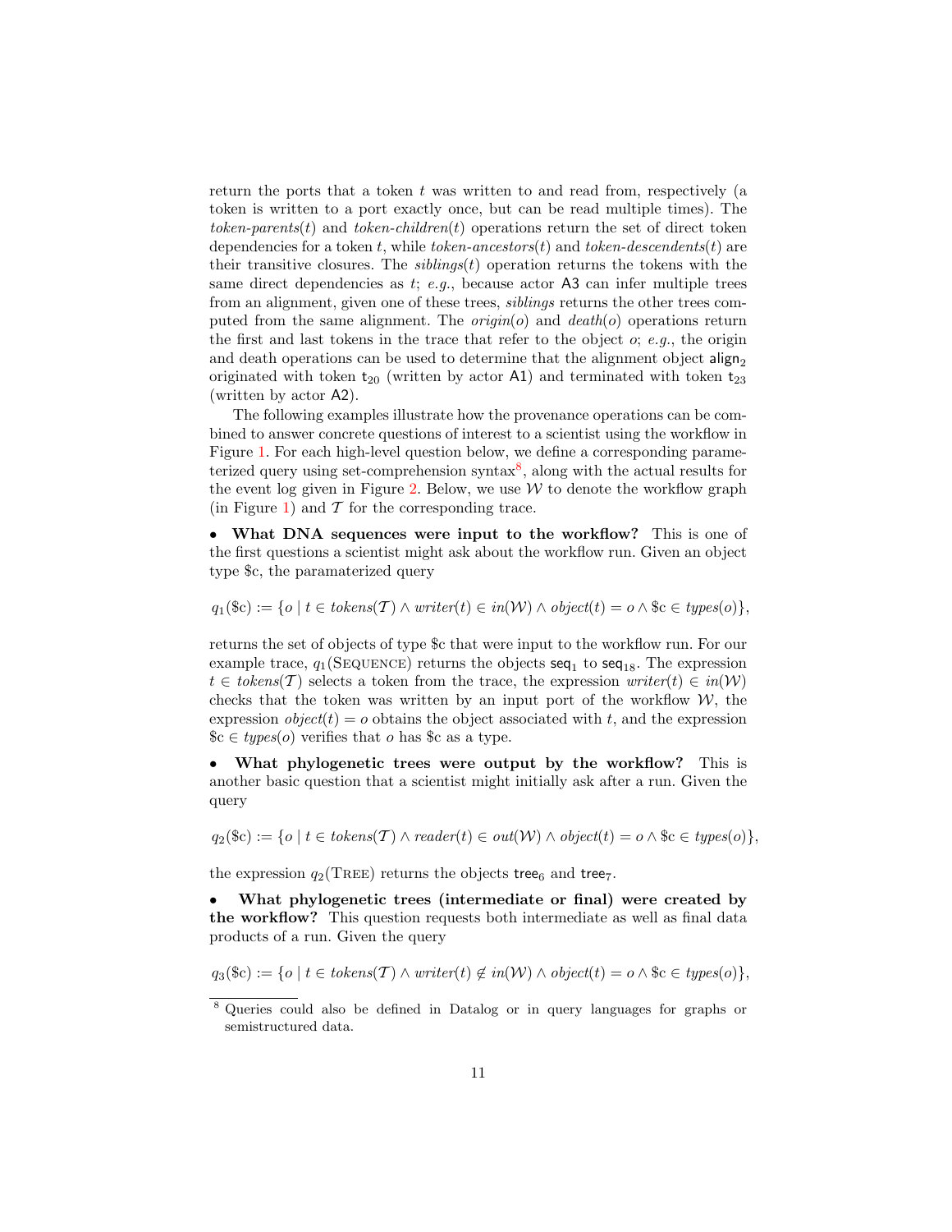return the ports that a token $t$ was written to and read from, respectively (a token is written to a port exactly once, but can be read multiple times). The *token-parents*($t$) and *token-children*($t$) operations return the set of direct token dependencies for a token $t$, while *token-ancestors*($t$) and *token-descendents*($t$) are their transitive closures. The *siblings*($t$) operation returns the tokens with the same direct dependencies as $t$; *e.g.*, because actor A3 can infer multiple trees from an alignment, given one of these trees, *siblings* returns the other trees computed from the same alignment. The *origin*($o$) and *death*($o$) operations return the first and last tokens in the trace that refer to the object $o$; *e.g.*, the origin and death operations can be used to determine that the alignment object $\mathsf{align}_2$ originated with token $\mathsf{t}_{20}$ (written by actor A1) and terminated with token $\mathsf{t}_{23}$ (written by actor A2).

The following examples illustrate how the provenance operations can be combined to answer concrete questions of interest to a scientist using the workflow in Figure 1. For each high-level question below, we define a corresponding parameterized query using set-comprehension syntax[8], along with the actual results for the event log given in Figure 2. Below, we use $\mathcal{W}$ to denote the workflow graph (in Figure 1) and $\mathcal{T}$ for the corresponding trace.

- **What DNA sequences were input to the workflow?** This is one of the first questions a scientist might ask about the workflow run. Given an object type \$c, the paramaterized query

$$q_1(\$\mathrm{c}) := \{o \mid t \in \mathit{tokens}(\mathcal{T}) \wedge \mathit{writer}(t) \in \mathit{in}(\mathcal{W}) \wedge \mathit{object}(t) = o \wedge \$\mathrm{c} \in \mathit{types}(o)\},$$

returns the set of objects of type \$c that were input to the workflow run. For our example trace, $q_1(\textsc{Sequence})$ returns the objects $\mathsf{seq}_1$ to $\mathsf{seq}_{18}$. The expression $t \in \mathit{tokens}(\mathcal{T})$ selects a token from the trace, the expression $\mathit{writer}(t) \in \mathit{in}(\mathcal{W})$ checks that the token was written by an input port of the workflow $\mathcal{W}$, the expression $\mathit{object}(t) = o$ obtains the object associated with $t$, and the expression $\$\mathrm{c} \in \mathit{types}(o)$ verifies that $o$ has \$c as a type.

- **What phylogenetic trees were output by the workflow?** This is another basic question that a scientist might initially ask after a run. Given the query

$$q_2(\$\mathrm{c}) := \{o \mid t \in \mathit{tokens}(\mathcal{T}) \wedge \mathit{reader}(t) \in \mathit{out}(\mathcal{W}) \wedge \mathit{object}(t) = o \wedge \$\mathrm{c} \in \mathit{types}(o)\},$$

the expression $q_2(\textsc{Tree})$ returns the objects $\mathsf{tree}_6$ and $\mathsf{tree}_7$.

- **What phylogenetic trees (intermediate or final) were created by the workflow?** This question requests both intermediate as well as final data products of a run. Given the query

$$q_3(\$\mathrm{c}) := \{o \mid t \in \mathit{tokens}(\mathcal{T}) \wedge \mathit{writer}(t) \notin \mathit{in}(\mathcal{W}) \wedge \mathit{object}(t) = o \wedge \$\mathrm{c} \in \mathit{types}(o)\},$$

[8] Queries could also be defined in Datalog or in query languages for graphs or semistructured data.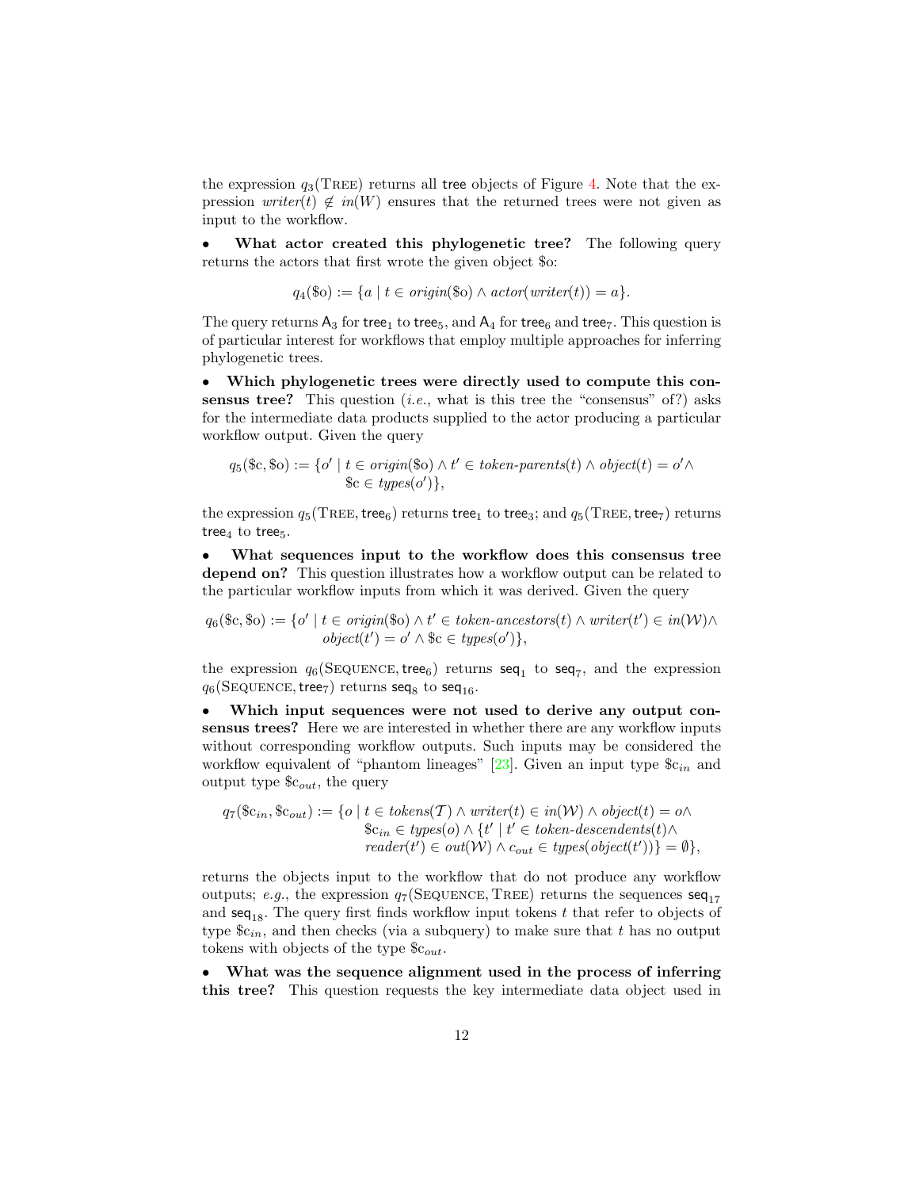the expression $q_3(\text{TREE})$ returns all tree objects of Figure 4. Note that the expression $\textit{writer}(t) \notin \textit{in}(W)$ ensures that the returned trees were not given as input to the workflow.

- **What actor created this phylogenetic tree?** The following query returns the actors that first wrote the given object \$o:

$$q_4(\$\text{o}) := \{a \mid t \in \textit{origin}(\$\text{o}) \wedge \textit{actor}(\textit{writer}(t)) = a\}.$$

The query returns $\mathsf{A}_3$ for $\mathsf{tree}_1$ to $\mathsf{tree}_5$, and $\mathsf{A}_4$ for $\mathsf{tree}_6$ and $\mathsf{tree}_7$. This question is of particular interest for workflows that employ multiple approaches for inferring phylogenetic trees.

- **Which phylogenetic trees were directly used to compute this consensus tree?** This question (*i.e.*, what is this tree the "consensus" of?) asks for the intermediate data products supplied to the actor producing a particular workflow output. Given the query

$$q_5(\$\text{c}, \$\text{o}) := \{o' \mid t \in \textit{origin}(\$\text{o}) \wedge t' \in \textit{token-parents}(t) \wedge \textit{object}(t) = o' \wedge \$\text{c} \in \textit{types}(o')\},$$

the expression $q_5(\text{TREE}, \mathsf{tree}_6)$ returns $\mathsf{tree}_1$ to $\mathsf{tree}_3$; and $q_5(\text{TREE}, \mathsf{tree}_7)$ returns $\mathsf{tree}_4$ to $\mathsf{tree}_5$.

- **What sequences input to the workflow does this consensus tree depend on?** This question illustrates how a workflow output can be related to the particular workflow inputs from which it was derived. Given the query

$$q_6(\$\text{c}, \$\text{o}) := \{o' \mid t \in \textit{origin}(\$\text{o}) \wedge t' \in \textit{token-ancestors}(t) \wedge \textit{writer}(t') \in \textit{in}(\mathcal{W}) \wedge \textit{object}(t') = o' \wedge \$\text{c} \in \textit{types}(o')\},$$

the expression $q_6(\text{SEQUENCE}, \mathsf{tree}_6)$ returns $\mathsf{seq}_1$ to $\mathsf{seq}_7$, and the expression $q_6(\text{SEQUENCE}, \mathsf{tree}_7)$ returns $\mathsf{seq}_8$ to $\mathsf{seq}_{16}$.

- **Which input sequences were not used to derive any output consensus trees?** Here we are interested in whether there are any workflow inputs without corresponding workflow outputs. Such inputs may be considered the workflow equivalent of "phantom lineages" [23]. Given an input type $\$\text{c}_{in}$ and output type $\$\text{c}_{out}$, the query

$$q_7(\$\text{c}_{in}, \$\text{c}_{out}) := \{o \mid t \in \textit{tokens}(\mathcal{T}) \wedge \textit{writer}(t) \in \textit{in}(\mathcal{W}) \wedge \textit{object}(t) = o \wedge \$\text{c}_{in} \in \textit{types}(o) \wedge \{t' \mid t' \in \textit{token-descendents}(t) \wedge \textit{reader}(t') \in \textit{out}(\mathcal{W}) \wedge c_{out} \in \textit{types}(\textit{object}(t'))\} = \emptyset\},$$

returns the objects input to the workflow that do not produce any workflow outputs; *e.g.*, the expression $q_7(\text{SEQUENCE}, \text{TREE})$ returns the sequences $\mathsf{seq}_{17}$ and $\mathsf{seq}_{18}$. The query first finds workflow input tokens $t$ that refer to objects of type $\$\text{c}_{in}$, and then checks (via a subquery) to make sure that $t$ has no output tokens with objects of the type $\$\text{c}_{out}$.

- **What was the sequence alignment used in the process of inferring this tree?** This question requests the key intermediate data object used in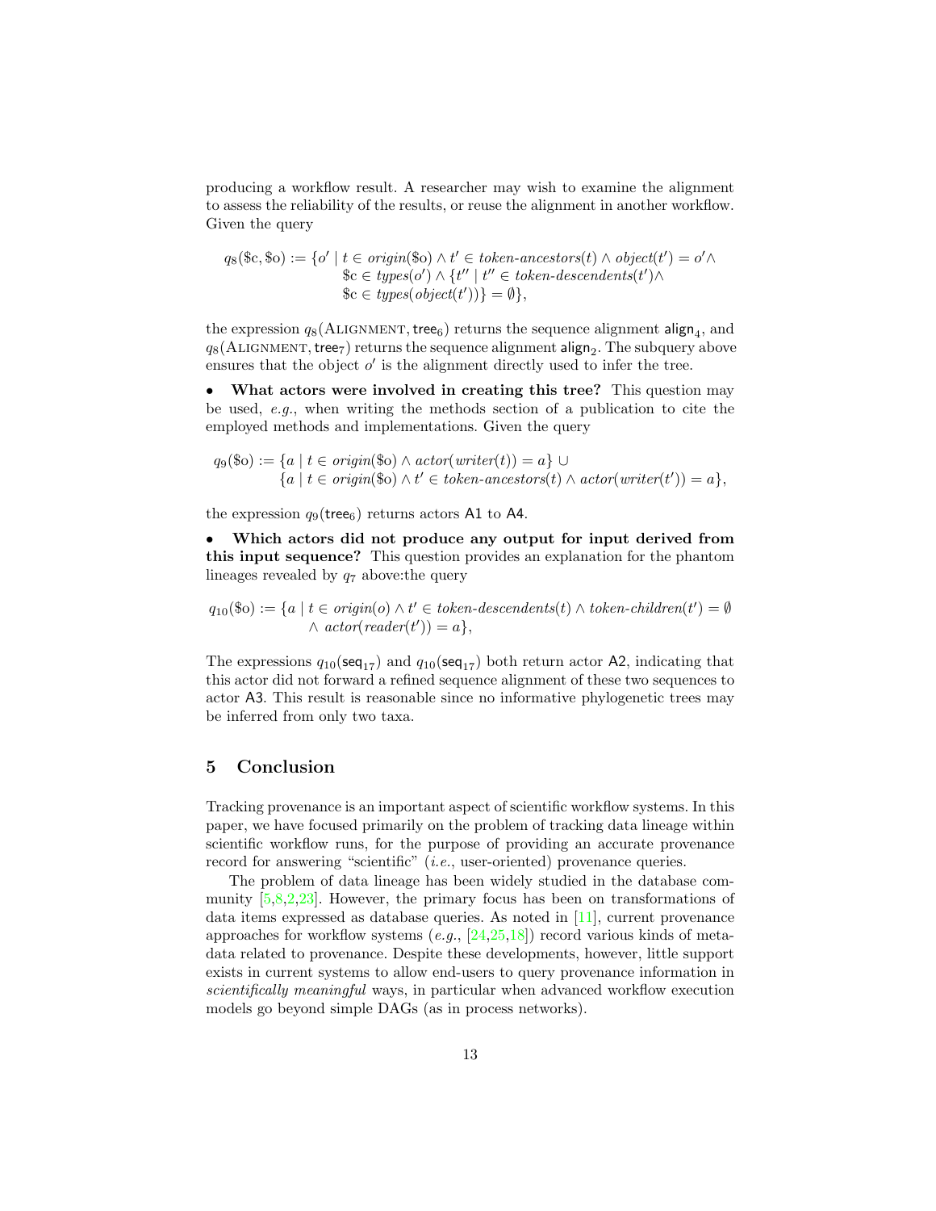producing a workflow result. A researcher may wish to examine the alignment to assess the reliability of the results, or reuse the alignment in another workflow. Given the query

$$q_8(\$\mathrm{c}, \$\mathrm{o}) := \{o' \mid t \in \mathit{origin}(\$\mathrm{o}) \wedge t' \in \mathit{token\text{-}ancestors}(t) \wedge \mathit{object}(t') = o' \wedge \\ \$\mathrm{c} \in \mathit{types}(o') \wedge \{t'' \mid t'' \in \mathit{token\text{-}descendents}(t') \wedge \\ \$\mathrm{c} \in \mathit{types}(\mathit{object}(t'))\} = \emptyset\},$$

the expression $q_8(\textsc{Alignment}, \mathsf{tree}_6)$ returns the sequence alignment $\mathsf{align}_4$, and $q_8(\textsc{Alignment}, \mathsf{tree}_7)$ returns the sequence alignment $\mathsf{align}_2$. The subquery above ensures that the object $o'$ is the alignment directly used to infer the tree.

- **What actors were involved in creating this tree?** This question may be used, *e.g.*, when writing the methods section of a publication to cite the employed methods and implementations. Given the query

$$q_9(\$\mathrm{o}) := \{a \mid t \in \mathit{origin}(\$\mathrm{o}) \wedge \mathit{actor}(\mathit{writer}(t)) = a\} \cup \\ \{a \mid t \in \mathit{origin}(\$\mathrm{o}) \wedge t' \in \mathit{token\text{-}ancestors}(t) \wedge \mathit{actor}(\mathit{writer}(t')) = a\},$$

the expression $q_9(\mathsf{tree}_6)$ returns actors A1 to A4.

- **Which actors did not produce any output for input derived from this input sequence?** This question provides an explanation for the phantom lineages revealed by $q_7$ above:the query

$$q_{10}(\$\mathrm{o}) := \{a \mid t \in \mathit{origin}(o) \wedge t' \in \mathit{token\text{-}descendents}(t) \wedge \mathit{token\text{-}children}(t') = \emptyset \\ \wedge\ \mathit{actor}(\mathit{reader}(t')) = a\},$$

The expressions $q_{10}(\mathsf{seq}_{17})$ and $q_{10}(\mathsf{seq}_{17})$ both return actor A2, indicating that this actor did not forward a refined sequence alignment of these two sequences to actor A3. This result is reasonable since no informative phylogenetic trees may be inferred from only two taxa.

## 5 Conclusion

Tracking provenance is an important aspect of scientific workflow systems. In this paper, we have focused primarily on the problem of tracking data lineage within scientific workflow runs, for the purpose of providing an accurate provenance record for answering "scientific" (*i.e.*, user-oriented) provenance queries.

The problem of data lineage has been widely studied in the database community [5,8,2,23]. However, the primary focus has been on transformations of data items expressed as database queries. As noted in [11], current provenance approaches for workflow systems (*e.g.*, [24,25,18]) record various kinds of metadata related to provenance. Despite these developments, however, little support exists in current systems to allow end-users to query provenance information in *scientifically meaningful* ways, in particular when advanced workflow execution models go beyond simple DAGs (as in process networks).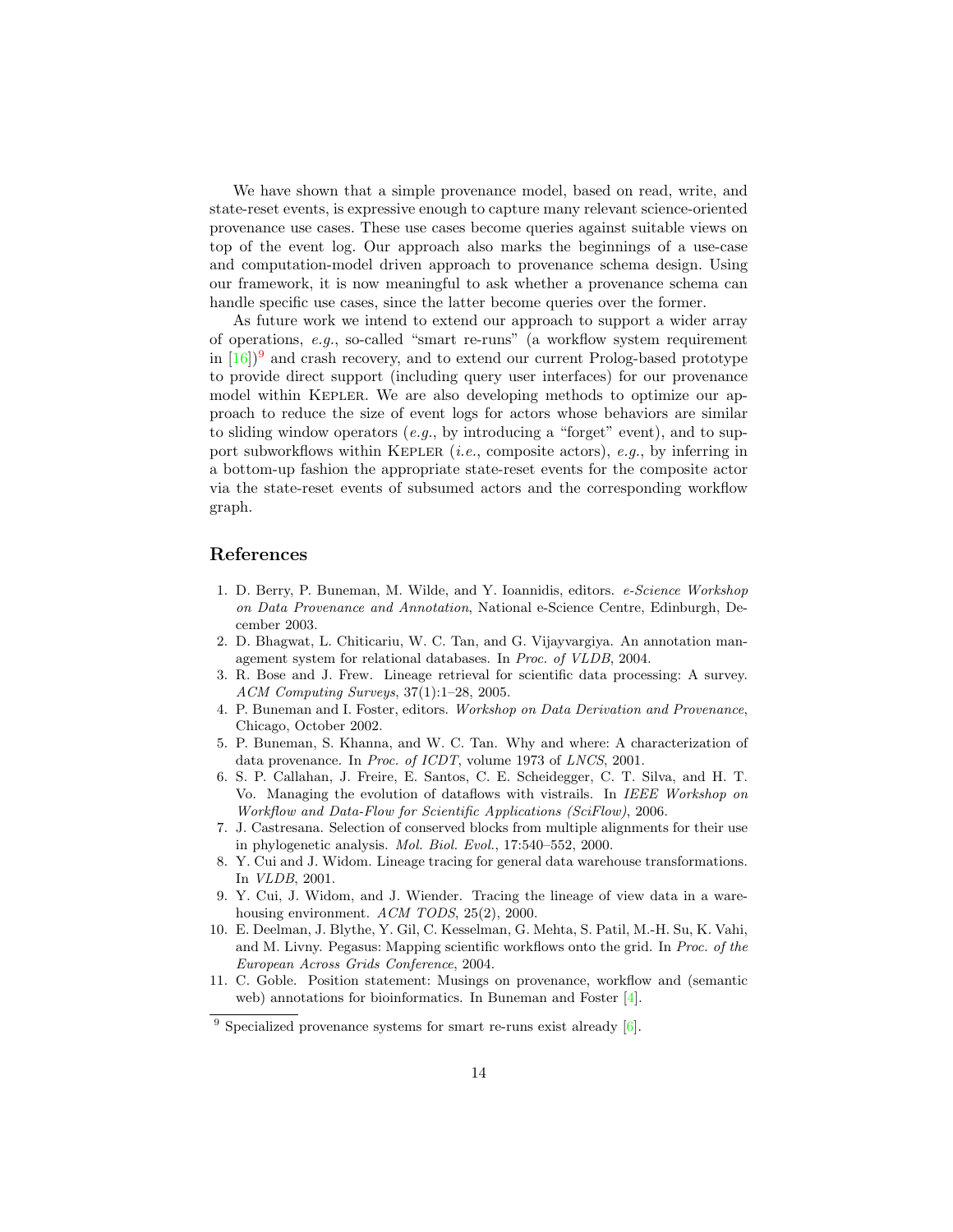We have shown that a simple provenance model, based on read, write, and state-reset events, is expressive enough to capture many relevant science-oriented provenance use cases. These use cases become queries against suitable views on top of the event log. Our approach also marks the beginnings of a use-case and computation-model driven approach to provenance schema design. Using our framework, it is now meaningful to ask whether a provenance schema can handle specific use cases, since the latter become queries over the former.

As future work we intend to extend our approach to support a wider array of operations, *e.g.*, so-called "smart re-runs" (a workflow system requirement in [16])[9] and crash recovery, and to extend our current Prolog-based prototype to provide direct support (including query user interfaces) for our provenance model within Kepler. We are also developing methods to optimize our approach to reduce the size of event logs for actors whose behaviors are similar to sliding window operators (*e.g.*, by introducing a "forget" event), and to support subworkflows within Kepler (*i.e.*, composite actors), *e.g.*, by inferring in a bottom-up fashion the appropriate state-reset events for the composite actor via the state-reset events of subsumed actors and the corresponding workflow graph.

## References

1. D. Berry, P. Buneman, M. Wilde, and Y. Ioannidis, editors. *e-Science Workshop on Data Provenance and Annotation*, National e-Science Centre, Edinburgh, December 2003.
2. D. Bhagwat, L. Chiticariu, W. C. Tan, and G. Vijayvargiya. An annotation management system for relational databases. In *Proc. of VLDB*, 2004.
3. R. Bose and J. Frew. Lineage retrieval for scientific data processing: A survey. *ACM Computing Surveys*, 37(1):1–28, 2005.
4. P. Buneman and I. Foster, editors. *Workshop on Data Derivation and Provenance*, Chicago, October 2002.
5. P. Buneman, S. Khanna, and W. C. Tan. Why and where: A characterization of data provenance. In *Proc. of ICDT*, volume 1973 of *LNCS*, 2001.
6. S. P. Callahan, J. Freire, E. Santos, C. E. Scheidegger, C. T. Silva, and H. T. Vo. Managing the evolution of dataflows with vistrails. In *IEEE Workshop on Workflow and Data-Flow for Scientific Applications (SciFlow)*, 2006.
7. J. Castresana. Selection of conserved blocks from multiple alignments for their use in phylogenetic analysis. *Mol. Biol. Evol.*, 17:540–552, 2000.
8. Y. Cui and J. Widom. Lineage tracing for general data warehouse transformations. In *VLDB*, 2001.
9. Y. Cui, J. Widom, and J. Wiender. Tracing the lineage of view data in a warehousing environment. *ACM TODS*, 25(2), 2000.
10. E. Deelman, J. Blythe, Y. Gil, C. Kesselman, G. Mehta, S. Patil, M.-H. Su, K. Vahi, and M. Livny. Pegasus: Mapping scientific workflows onto the grid. In *Proc. of the European Across Grids Conference*, 2004.
11. C. Goble. Position statement: Musings on provenance, workflow and (semantic web) annotations for bioinformatics. In Buneman and Foster [4].

[9] Specialized provenance systems for smart re-runs exist already [6].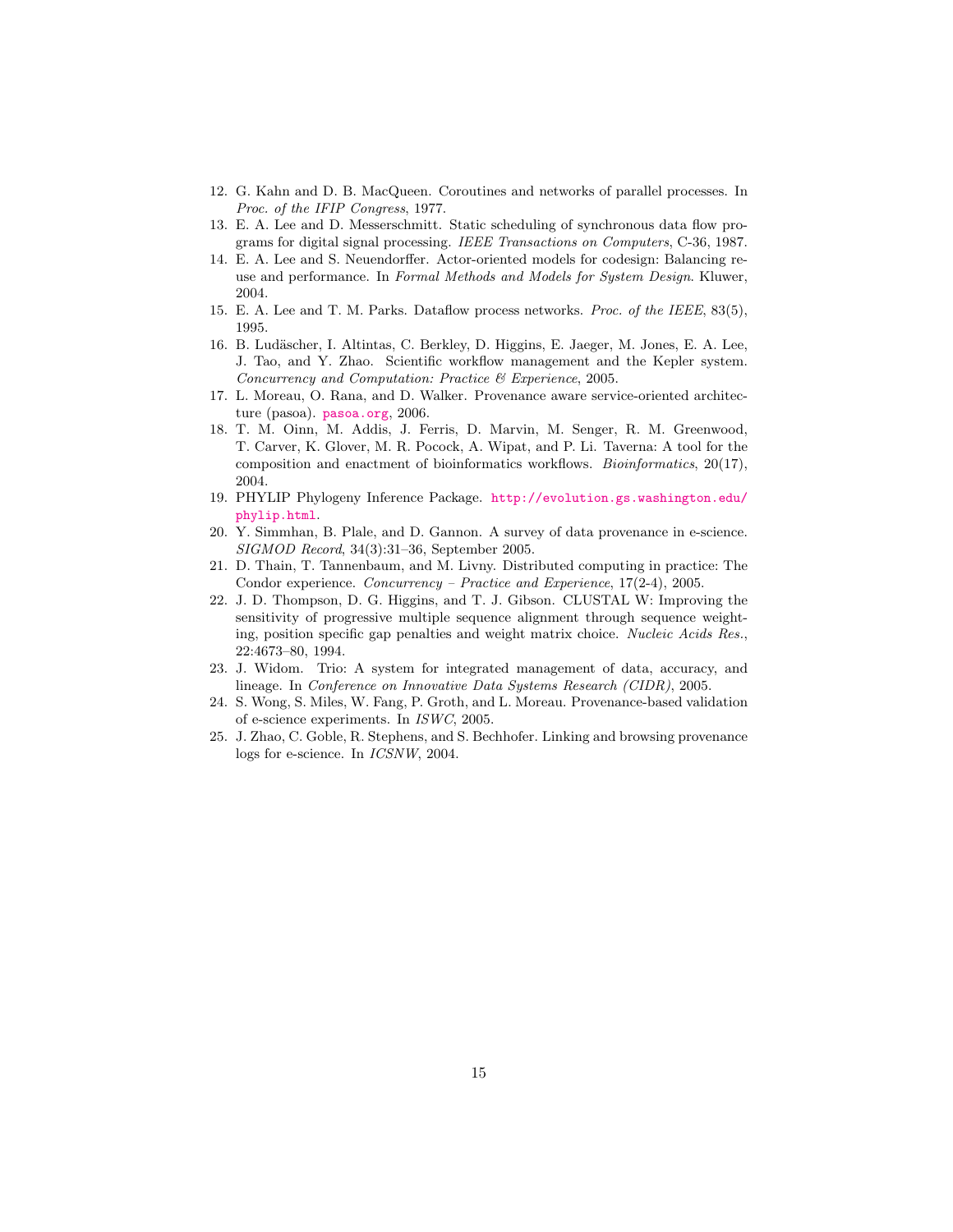12. G. Kahn and D. B. MacQueen. Coroutines and networks of parallel processes. In *Proc. of the IFIP Congress*, 1977.
13. E. A. Lee and D. Messerschmitt. Static scheduling of synchronous data flow programs for digital signal processing. *IEEE Transactions on Computers*, C-36, 1987.
14. E. A. Lee and S. Neuendorffer. Actor-oriented models for codesign: Balancing reuse and performance. In *Formal Methods and Models for System Design*. Kluwer, 2004.
15. E. A. Lee and T. M. Parks. Dataflow process networks. *Proc. of the IEEE*, 83(5), 1995.
16. B. Ludäscher, I. Altintas, C. Berkley, D. Higgins, E. Jaeger, M. Jones, E. A. Lee, J. Tao, and Y. Zhao. Scientific workflow management and the Kepler system. *Concurrency and Computation: Practice & Experience*, 2005.
17. L. Moreau, O. Rana, and D. Walker. Provenance aware service-oriented architecture (pasoa). pasoa.org, 2006.
18. T. M. Oinn, M. Addis, J. Ferris, D. Marvin, M. Senger, R. M. Greenwood, T. Carver, K. Glover, M. R. Pocock, A. Wipat, and P. Li. Taverna: A tool for the composition and enactment of bioinformatics workflows. *Bioinformatics*, 20(17), 2004.
19. PHYLIP Phylogeny Inference Package. http://evolution.gs.washington.edu/phylip.html.
20. Y. Simmhan, B. Plale, and D. Gannon. A survey of data provenance in e-science. *SIGMOD Record*, 34(3):31–36, September 2005.
21. D. Thain, T. Tannenbaum, and M. Livny. Distributed computing in practice: The Condor experience. *Concurrency – Practice and Experience*, 17(2-4), 2005.
22. J. D. Thompson, D. G. Higgins, and T. J. Gibson. CLUSTAL W: Improving the sensitivity of progressive multiple sequence alignment through sequence weighting, position specific gap penalties and weight matrix choice. *Nucleic Acids Res.*, 22:4673–80, 1994.
23. J. Widom. Trio: A system for integrated management of data, accuracy, and lineage. In *Conference on Innovative Data Systems Research (CIDR)*, 2005.
24. S. Wong, S. Miles, W. Fang, P. Groth, and L. Moreau. Provenance-based validation of e-science experiments. In *ISWC*, 2005.
25. J. Zhao, C. Goble, R. Stephens, and S. Bechhofer. Linking and browsing provenance logs for e-science. In *ICSNW*, 2004.